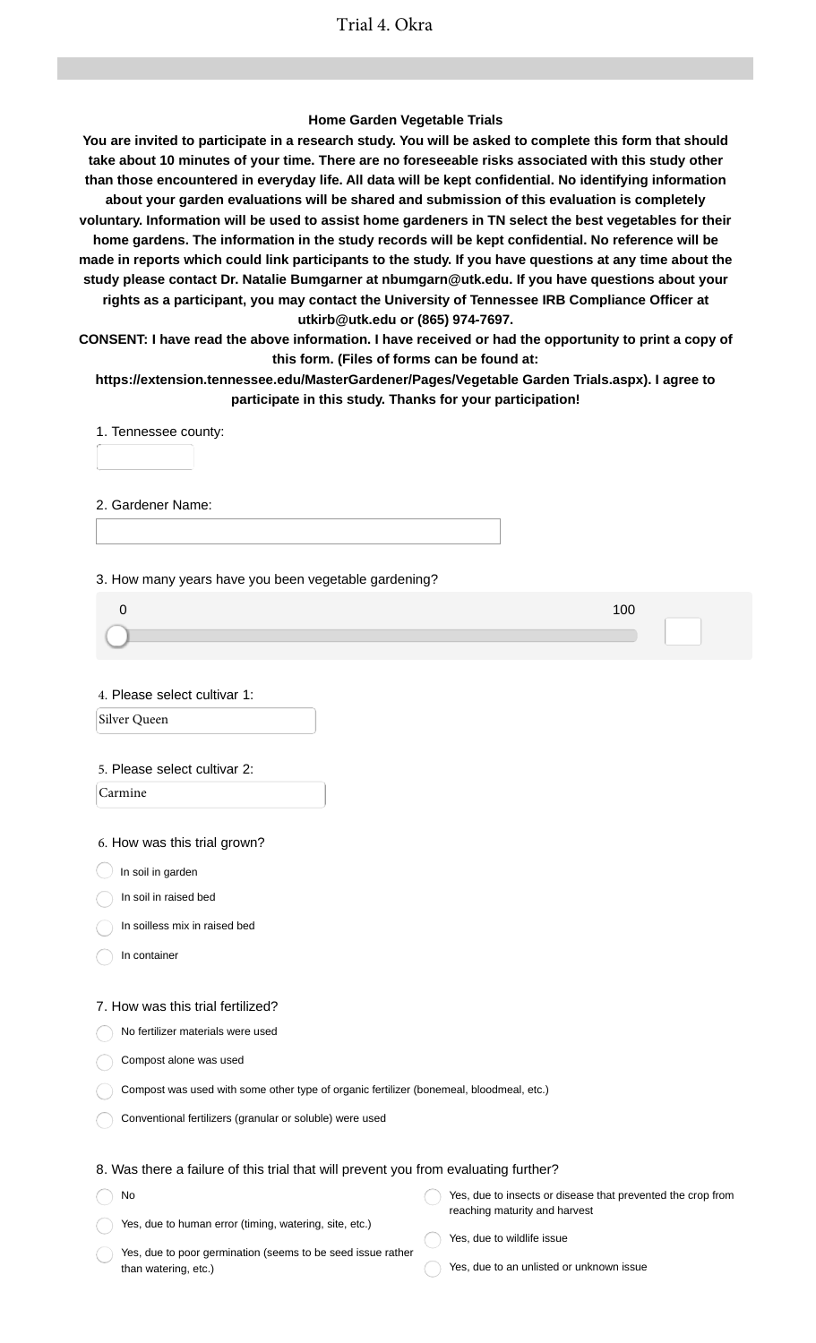# Trial 4. Okra

**Home Garden Vegetable Trials**

**You are invited to participate in a research study. You will be asked to complete this form that should take about 10 minutes of your time. There are no foreseeable risks associated with this study other than those encountered in everyday life. All data will be kept confidential. No identifying information about your garden evaluations will be shared and submission of this evaluation is completely voluntary. Information will be used to assist home gardeners in TN select the best vegetables for their home gardens. The information in the study records will be kept confidential. No reference will be made in reports which could link participants to the study. If you have questions at any time about the study please contact Dr. Natalie Bumgarner at nbumgarn@utk.edu. If you have questions about your rights as a participant, you may contact the University of Tennessee IRB Compliance Officer at utkirb@utk.edu or (865) 974-7697.**

**CONSENT: I have read the above information. I have received or had the opportunity to print a copy of this form. (Files of forms can be found at: https://extension.tennessee.edu/MasterGardener/Pages/Vegetable Garden Trials.aspx). I agree to participate in this study. Thanks for your participation!**

1. Tennessee county:

2. Gardener Name:

3. How many years have you been vegetable gardening?

0 — 100

4. Please select cultivar 1:

Silver Queen

5. Please select cultivar 2:

Carmine

6. How was this trial grown?

- In soil in garden
- In soil in raised bed
- In soilless mix in raised bed
- In container

7. How was this trial fertilized?

- No fertilizer materials were used
- Compost alone was used
- Compost was used with some other type of organic fertilizer (bonemeal, bloodmeal, etc.)
- Conventional fertilizers (granular or soluble) were used

8. Was there a failure of this trial that will prevent you from evaluating further?

- No
- Yes, due to human error (timing, watering, site, etc.)
- Yes, due to poor germination (seems to be seed issue rather than watering, etc.)
- Yes, due to insects or disease that prevented the crop from reaching maturity and harvest
- Yes, due to wildlife issue
- Yes, due to an unlisted or unknown issue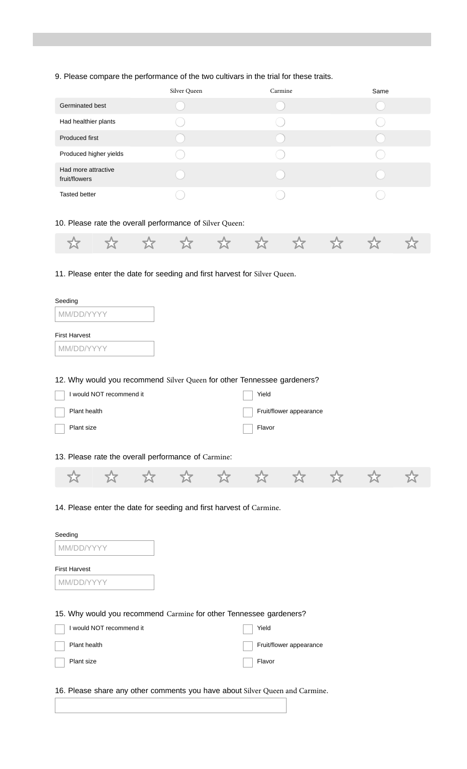9. Please compare the performance of the two cultivars in the trial for these traits.

| | Silver Queen | Carmine | Same |
|---|---|---|---|
| Germinated best | ◯ | ◯ | ◯ |
| Had healthier plants | ◯ | ◯ | ◯ |
| Produced first | ◯ | ◯ | ◯ |
| Produced higher yields | ◯ | ◯ | ◯ |
| Had more attractive fruit/flowers | ◯ | ◯ | ◯ |
| Tasted better | ◯ | ◯ | ◯ |

10. Please rate the overall performance of Silver Queen:

☆ ☆ ☆ ☆ ☆ ☆ ☆ ☆ ☆ ☆

11. Please enter the date for seeding and first harvest for Silver Queen.

Seeding

MM/DD/YYYY

First Harvest

MM/DD/YYYY

12. Why would you recommend Silver Queen for other Tennessee gardeners?

- ☐ I would NOT recommend it
- ☐ Plant health
- ☐ Plant size
- ☐ Yield
- ☐ Fruit/flower appearance
- ☐ Flavor

13. Please rate the overall performance of Carmine:

☆ ☆ ☆ ☆ ☆ ☆ ☆ ☆ ☆ ☆

14. Please enter the date for seeding and first harvest of Carmine.

Seeding

MM/DD/YYYY

First Harvest

MM/DD/YYYY

15. Why would you recommend Carmine for other Tennessee gardeners?

- ☐ I would NOT recommend it
- ☐ Plant health
- ☐ Plant size
- ☐ Yield
- ☐ Fruit/flower appearance
- ☐ Flavor

16. Please share any other comments you have about Silver Queen and Carmine.